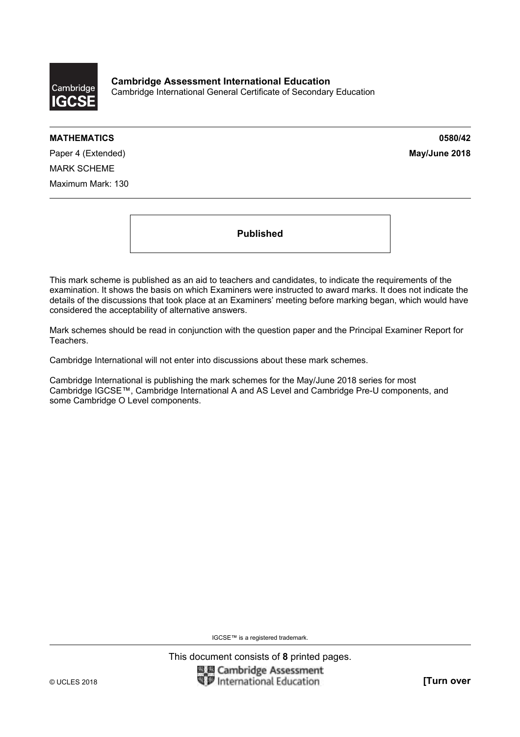**Cambridge Assessment International Education**
Cambridge International General Certificate of Secondary Education

**MATHEMATICS** **0580/42**

Paper 4 (Extended) **May/June 2018**

MARK SCHEME

Maximum Mark: 130

**Published**

This mark scheme is published as an aid to teachers and candidates, to indicate the requirements of the examination. It shows the basis on which Examiners were instructed to award marks. It does not indicate the details of the discussions that took place at an Examiners' meeting before marking began, which would have considered the acceptability of alternative answers.

Mark schemes should be read in conjunction with the question paper and the Principal Examiner Report for Teachers.

Cambridge International will not enter into discussions about these mark schemes.

Cambridge International is publishing the mark schemes for the May/June 2018 series for most Cambridge IGCSE™, Cambridge International A and AS Level and Cambridge Pre-U components, and some Cambridge O Level components.

IGCSE™ is a registered trademark.

This document consists of **8** printed pages.

© UCLES 2018 **[Turn over**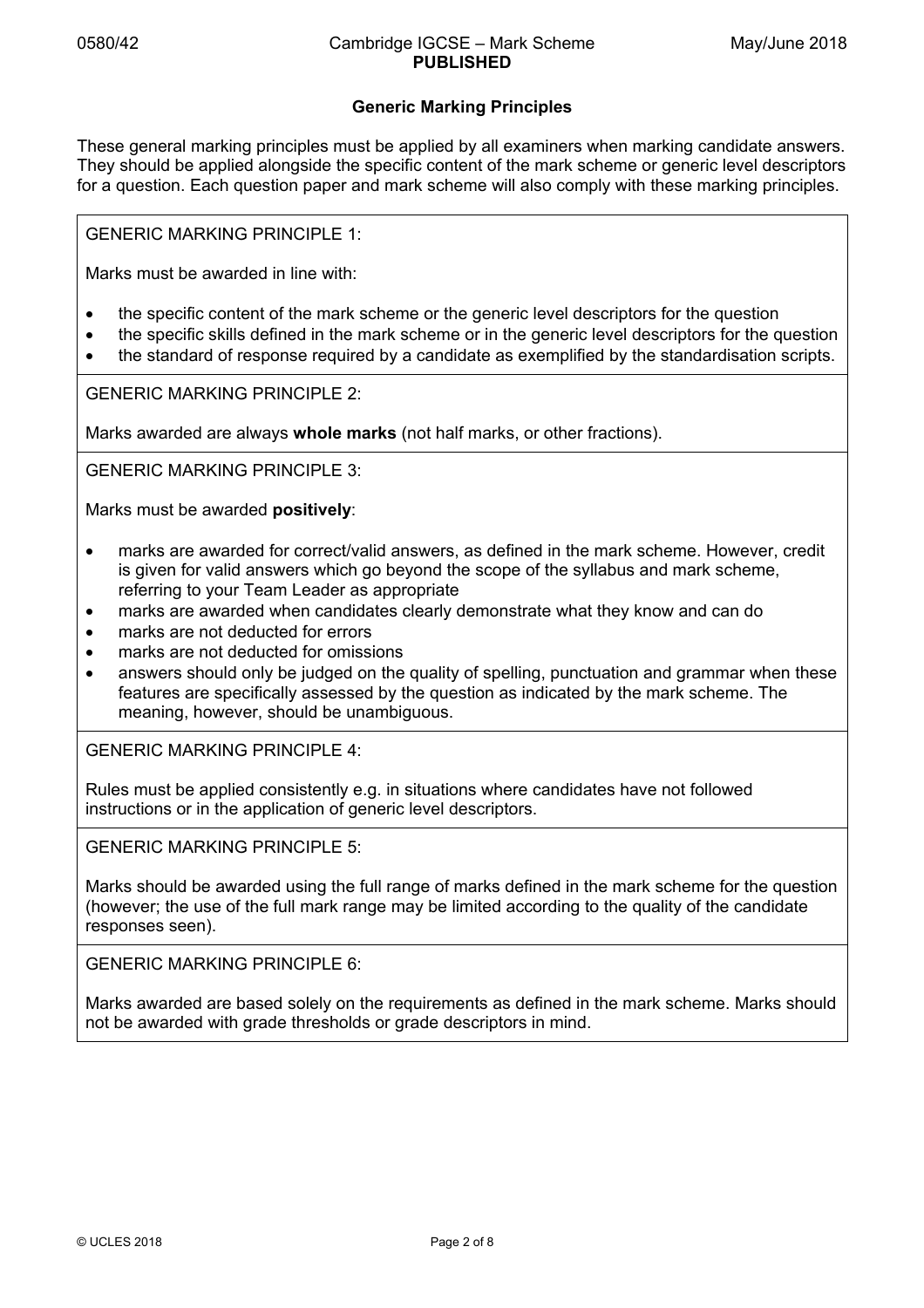## Generic Marking Principles

These general marking principles must be applied by all examiners when marking candidate answers. They should be applied alongside the specific content of the mark scheme or generic level descriptors for a question. Each question paper and mark scheme will also comply with these marking principles.

GENERIC MARKING PRINCIPLE 1:

Marks must be awarded in line with:

- the specific content of the mark scheme or the generic level descriptors for the question
- the specific skills defined in the mark scheme or in the generic level descriptors for the question
- the standard of response required by a candidate as exemplified by the standardisation scripts.

GENERIC MARKING PRINCIPLE 2:

Marks awarded are always **whole marks** (not half marks, or other fractions).

GENERIC MARKING PRINCIPLE 3:

Marks must be awarded **positively**:

- marks are awarded for correct/valid answers, as defined in the mark scheme. However, credit is given for valid answers which go beyond the scope of the syllabus and mark scheme, referring to your Team Leader as appropriate
- marks are awarded when candidates clearly demonstrate what they know and can do
- marks are not deducted for errors
- marks are not deducted for omissions
- answers should only be judged on the quality of spelling, punctuation and grammar when these features are specifically assessed by the question as indicated by the mark scheme. The meaning, however, should be unambiguous.

GENERIC MARKING PRINCIPLE 4:

Rules must be applied consistently e.g. in situations where candidates have not followed instructions or in the application of generic level descriptors.

GENERIC MARKING PRINCIPLE 5:

Marks should be awarded using the full range of marks defined in the mark scheme for the question (however; the use of the full mark range may be limited according to the quality of the candidate responses seen).

GENERIC MARKING PRINCIPLE 6:

Marks awarded are based solely on the requirements as defined in the mark scheme. Marks should not be awarded with grade thresholds or grade descriptors in mind.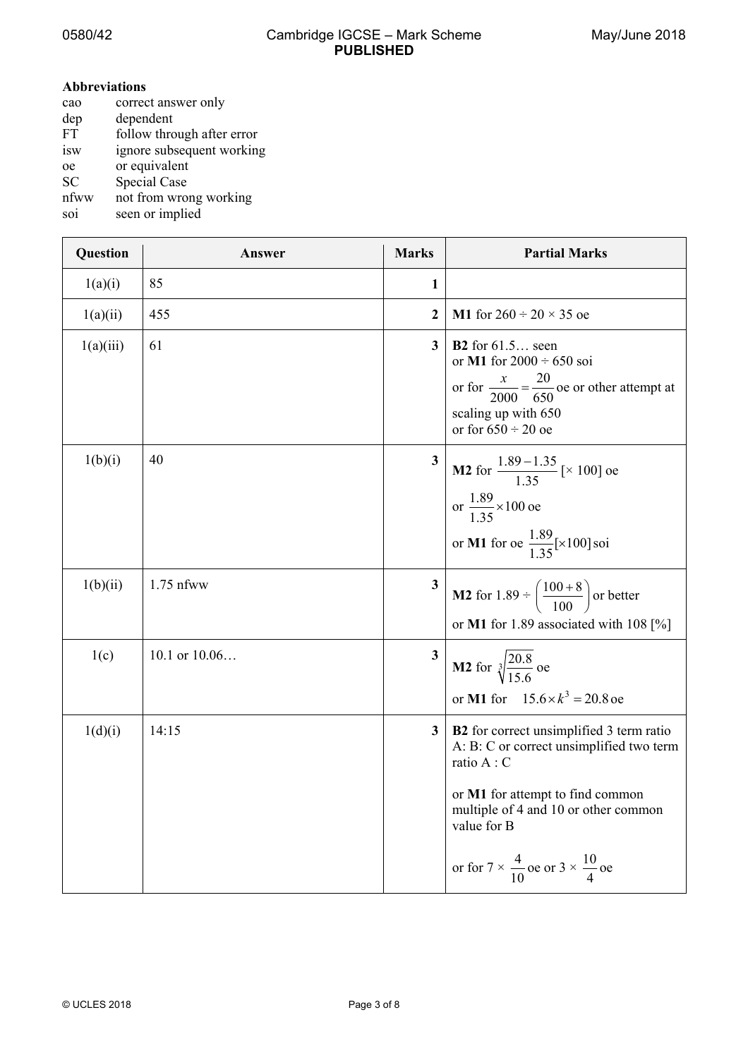**Abbreviations**

cao correct answer only
dep dependent
FT follow through after error
isw ignore subsequent working
oe or equivalent
SC Special Case
nfww not from wrong working
soi seen or implied

| Question | Answer | Marks | Partial Marks |
|---|---|---|---|
| 1(a)(i) | 85 | 1 | |
| 1(a)(ii) | 455 | 2 | **M1** for 260 ÷ 20 × 35 oe |
| 1(a)(iii) | 61 | 3 | **B2** for 61.5… seen<br>or **M1** for 2000 ÷ 650 soi<br>or for $\frac{x}{2000}=\frac{20}{650}$ oe or other attempt at scaling up with 650<br>or for 650 ÷ 20 oe |
| 1(b)(i) | 40 | 3 | **M2** for $\frac{1.89-1.35}{1.35}$ [× 100] oe<br>or $\frac{1.89}{1.35}\times 100$ oe<br>or **M1** for oe $\frac{1.89}{1.35}[\times 100]$ soi |
| 1(b)(ii) | 1.75 nfww | 3 | **M2** for 1.89 ÷ $\left(\frac{100+8}{100}\right)$ or better<br>or **M1** for 1.89 associated with 108 [%] |
| 1(c) | 10.1 or 10.06… | 3 | **M2** for $\sqrt[3]{\frac{20.8}{15.6}}$ oe<br>or **M1** for $15.6\times k^3=20.8$ oe |
| 1(d)(i) | 14:15 | 3 | **B2** for correct unsimplified 3 term ratio A: B: C or correct unsimplified two term ratio A : C<br><br>or **M1** for attempt to find common multiple of 4 and 10 or other common value for B<br><br>or for 7 × $\frac{4}{10}$ oe or 3 × $\frac{10}{4}$ oe |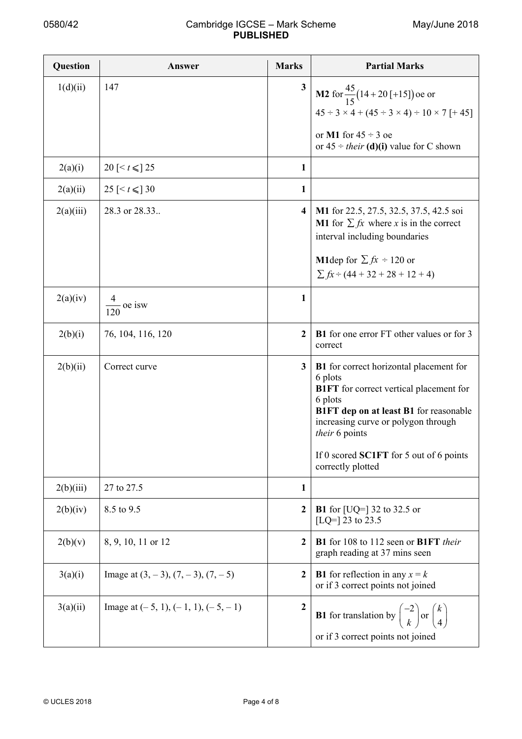| Question | Answer | Marks | Partial Marks |
|---|---|---|---|
| 1(d)(ii) | 147 | 3 | **M2** for $\frac{45}{15}(14 + 20\,[+15])$ oe or $45 \div 3 \times 4 + (45 \div 3 \times 4) \div 10 \times 7\,[+ 45]$<br><br>or **M1** for $45 \div 3$ oe<br>or $45 \div$ *their* **(d)(i)** value for C shown |
| 2(a)(i) | $20\,[< t \leqslant]\,25$ | 1 | |
| 2(a)(ii) | $25\,[< t \leqslant]\,30$ | 1 | |
| 2(a)(iii) | 28.3 or 28.33.. | 4 | **M1** for 22.5, 27.5, 32.5, 37.5, 42.5 soi<br>**M1** for $\sum fx$ where $x$ is in the correct interval including boundaries<br><br>**M1**dep for $\sum fx \div 120$ or<br>$\sum fx \div (44 + 32 + 28 + 12 + 4)$ |
| 2(a)(iv) | $\frac{4}{120}$ oe isw | 1 | |
| 2(b)(i) | 76, 104, 116, 120 | 2 | **B1** for one error FT other values or for 3 correct |
| 2(b)(ii) | Correct curve | 3 | **B1** for correct horizontal placement for 6 plots<br>**B1FT** for correct vertical placement for 6 plots<br>**B1FT dep on at least B1** for reasonable increasing curve or polygon through *their* 6 points<br><br>If 0 scored **SC1FT** for 5 out of 6 points correctly plotted |
| 2(b)(iii) | 27 to 27.5 | 1 | |
| 2(b)(iv) | 8.5 to 9.5 | 2 | **B1** for [UQ=] 32 to 32.5 or<br>[LQ=] 23 to 23.5 |
| 2(b)(v) | 8, 9, 10, 11 or 12 | 2 | **B1** for 108 to 112 seen or **B1FT** *their* graph reading at 37 mins seen |
| 3(a)(i) | Image at $(3, -3)$, $(7, -3)$, $(7, -5)$ | 2 | **B1** for reflection in any $x = k$<br>or if 3 correct points not joined |
| 3(a)(ii) | Image at $(-5, 1)$, $(-1, 1)$, $(-5, -1)$ | 2 | **B1** for translation by $\begin{pmatrix}-2\\k\end{pmatrix}$ or $\begin{pmatrix}k\\4\end{pmatrix}$<br>or if 3 correct points not joined |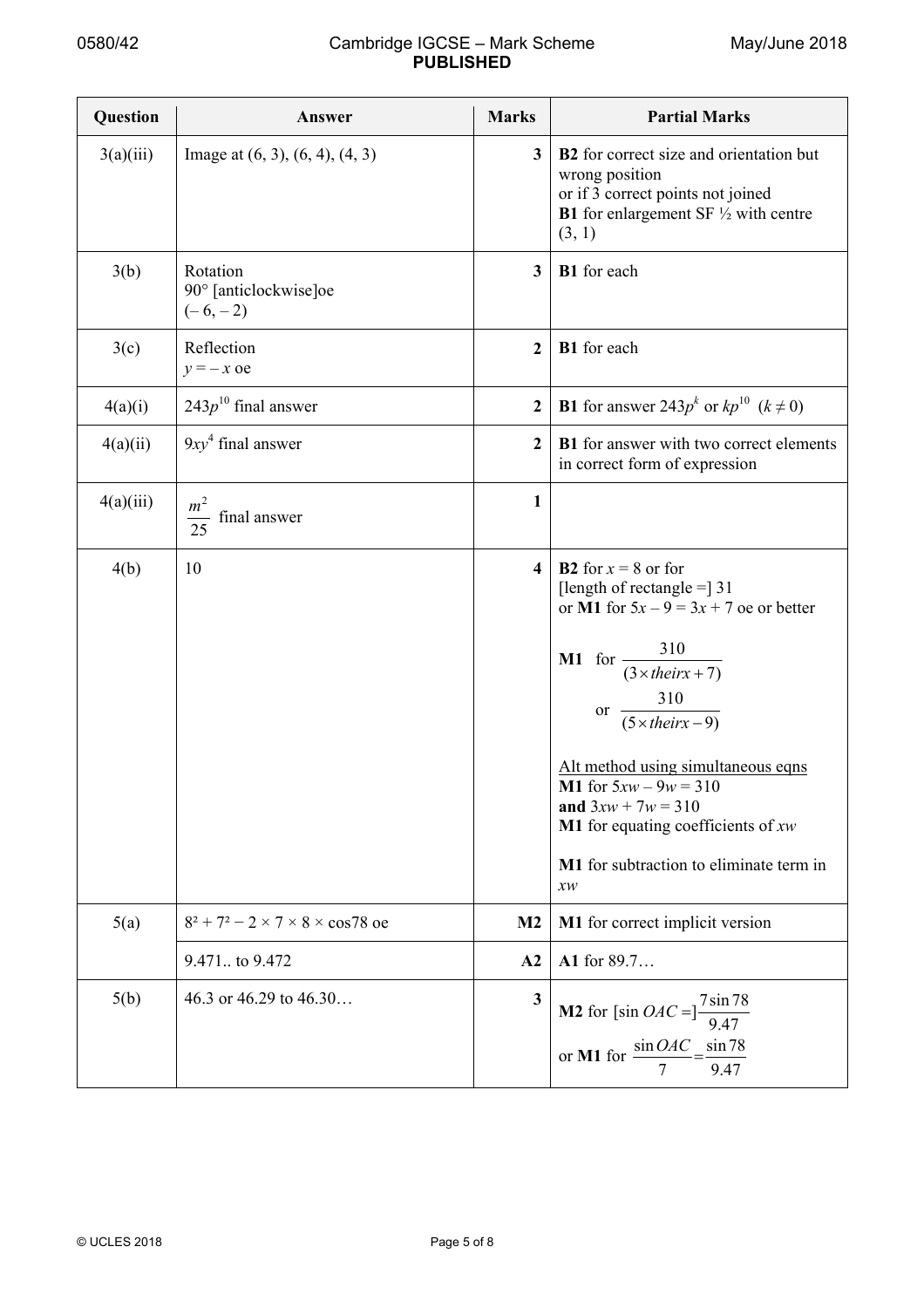| Question | Answer | Marks | Partial Marks |
|---|---|---|---|
| 3(a)(iii) | Image at (6, 3), (6, 4), (4, 3) | 3 | **B2** for correct size and orientation but wrong position<br>or if 3 correct points not joined<br>**B1** for enlargement SF ½ with centre (3, 1) |
| 3(b) | Rotation<br>90° [anticlockwise]oe<br>(– 6, – 2) | 3 | **B1** for each |
| 3(c) | Reflection<br>$y = -x$ oe | 2 | **B1** for each |
| 4(a)(i) | $243p^{10}$ final answer | 2 | **B1** for answer $243p^k$ or $kp^{10}$ $(k \neq 0)$ |
| 4(a)(ii) | $9xy^4$ final answer | 2 | **B1** for answer with two correct elements in correct form of expression |
| 4(a)(iii) | $\frac{m^2}{25}$ final answer | 1 | |
| 4(b) | 10 | 4 | **B2** for $x = 8$ or for [length of rectangle =] 31<br>or **M1** for $5x - 9 = 3x + 7$ oe or better<br><br>**M1** for $\frac{310}{(3 \times their x + 7)}$<br>or $\frac{310}{(5 \times their x - 9)}$<br><br><u>Alt method using simultaneous eqns</u><br>**M1** for $5xw - 9w = 310$<br>**and** $3xw + 7w = 310$<br>**M1** for equating coefficients of $xw$<br><br>**M1** for subtraction to eliminate term in $xw$ |
| 5(a) | $8^2 + 7^2 - 2 \times 7 \times 8 \times \cos 78$ oe | M2 | **M1** for correct implicit version |
| | 9.471.. to 9.472 | A2 | **A1** for 89.7… |
| 5(b) | 46.3 or 46.29 to 46.30… | 3 | **M2** for [$\sin OAC =$]$\frac{7 \sin 78}{9.47}$<br>or **M1** for $\frac{\sin OAC}{7} = \frac{\sin 78}{9.47}$ |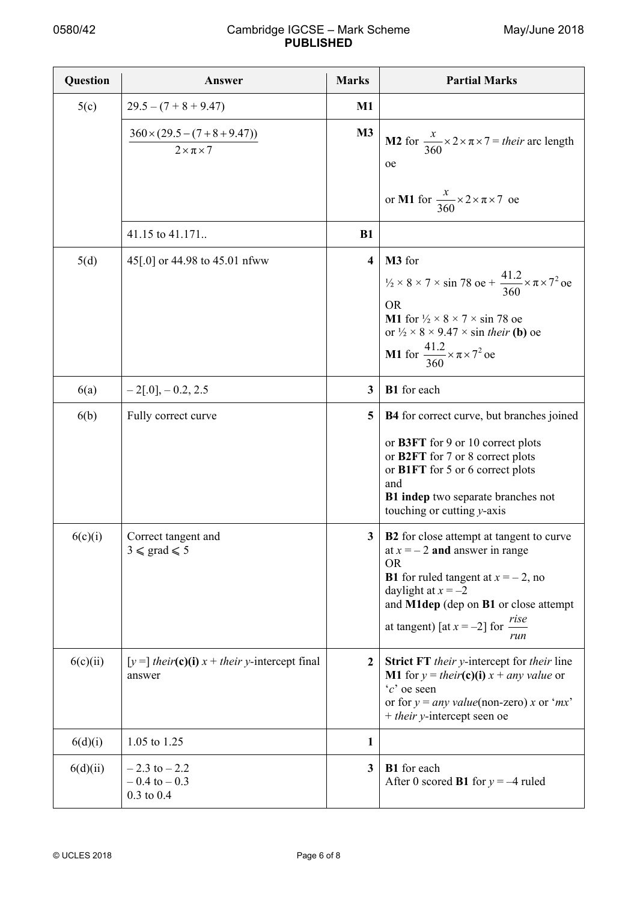| Question | Answer | Marks | Partial Marks |
|---|---|---|---|
| 5(c) | $29.5 - (7 + 8 + 9.47)$ | **M1** | |
| | $\frac{360 \times (29.5 - (7 + 8 + 9.47))}{2 \times \pi \times 7}$ | **M3** | **M2** for $\frac{x}{360} \times 2 \times \pi \times 7 =$ *their* arc length oe<br><br>or **M1** for $\frac{x}{360} \times 2 \times \pi \times 7$ oe |
| | 41.15 to 41.171.. | **B1** | |
| 5(d) | 45[.0] or 44.98 to 45.01 nfww | **4** | **M3** for<br>$\frac{1}{2} \times 8 \times 7 \times \sin 78$ oe + $\frac{41.2}{360} \times \pi \times 7^2$ oe<br>OR<br>**M1** for $\frac{1}{2} \times 8 \times 7 \times \sin 78$ oe<br>or $\frac{1}{2} \times 8 \times 9.47 \times \sin$ *their* **(b)** oe<br>**M1** for $\frac{41.2}{360} \times \pi \times 7^2$ oe |
| 6(a) | $-2$[.0], $-0.2$, 2.5 | **3** | **B1** for each |
| 6(b) | Fully correct curve | **5** | **B4** for correct curve, but branches joined<br><br>or **B3FT** for 9 or 10 correct plots<br>or **B2FT** for 7 or 8 correct plots<br>or **B1FT** for 5 or 6 correct plots<br>and<br>**B1 indep** two separate branches not touching or cutting $y$-axis |
| 6(c)(i) | Correct tangent and<br>$3 \leqslant$ grad $\leqslant 5$ | **3** | **B2** for close attempt at tangent to curve at $x = -2$ **and** answer in range<br>OR<br>**B1** for ruled tangent at $x = -2$, no daylight at $x = -2$<br>and **M1dep** (dep on **B1** or close attempt at tangent) [at $x = -2$] for $\frac{rise}{run}$ |
| 6(c)(ii) | [$y =$] *their*(**c**)(**i**) $x$ + *their* $y$-intercept final answer | **2** | **Strict FT** *their* $y$-intercept for *their* line<br>**M1** for $y =$ *their*(**c**)(**i**) $x$ + *any value* or '$c$' oe seen<br>or for $y =$ *any value*(non-zero) $x$ or '$mx$' + *their* $y$-intercept seen oe |
| 6(d)(i) | 1.05 to 1.25 | **1** | |
| 6(d)(ii) | $-2.3$ to $-2.2$<br>$-0.4$ to $-0.3$<br>0.3 to 0.4 | **3** | **B1** for each<br>After 0 scored **B1** for $y = -4$ ruled |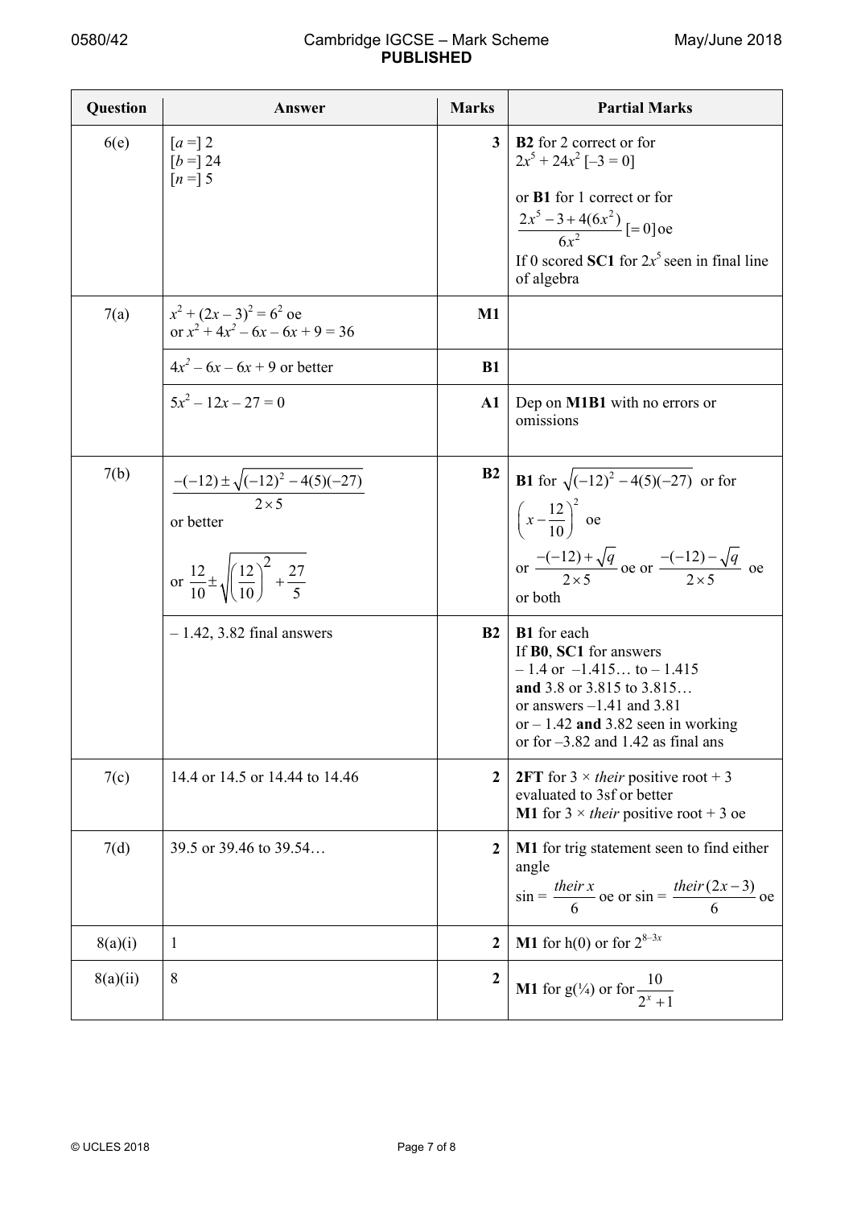| Question | Answer | Marks | Partial Marks |
|---|---|---|---|
| 6(e) | [$a$ =] 2<br>[$b$ =] 24<br>[$n$ =] 5 | 3 | **B2** for 2 correct or for $2x^5 + 24x^2$ [$-3 = 0$]<br><br>or **B1** for 1 correct or for $\frac{2x^5 - 3 + 4(6x^2)}{6x^2}$ [$= 0$] oe<br>If 0 scored **SC1** for $2x^5$ seen in final line of algebra |
| 7(a) | $x^2 + (2x - 3)^2 = 6^2$ oe<br>or $x^2 + 4x^2 - 6x - 6x + 9 = 36$ | M1 | |
| | $4x^2 - 6x - 6x + 9$ or better | B1 | |
| | $5x^2 - 12x - 27 = 0$ | A1 | Dep on **M1B1** with no errors or omissions |
| 7(b) | $\frac{-(-12) \pm \sqrt{(-12)^2 - 4(5)(-27)}}{2 \times 5}$<br>or better<br><br>or $\frac{12}{10} \pm \sqrt{\left(\frac{12}{10}\right)^2 + \frac{27}{5}}$ | B2 | **B1** for $\sqrt{(-12)^2 - 4(5)(-27)}$ or for $\left(x - \frac{12}{10}\right)^2$ oe<br>or $\frac{-(-12) + \sqrt{q}}{2 \times 5}$ oe or $\frac{-(-12) - \sqrt{q}}{2 \times 5}$ oe<br>or both |
| | – 1.42, 3.82 final answers | B2 | **B1** for each<br>If **B0**, **SC1** for answers<br>– 1.4 or –1.415… to – 1.415<br>**and** 3.8 or 3.815 to 3.815…<br>or answers –1.41 and 3.81<br>or – 1.42 **and** 3.82 seen in working<br>or for –3.82 and 1.42 as final ans |
| 7(c) | 14.4 or 14.5 or 14.44 to 14.46 | 2 | **2FT** for 3 × *their* positive root + 3 evaluated to 3sf or better<br>**M1** for 3 × *their* positive root + 3 oe |
| 7(d) | 39.5 or 39.46 to 39.54… | 2 | **M1** for trig statement seen to find either angle<br>$\sin = \frac{\textit{their } x}{6}$ oe or $\sin = \frac{\textit{their } (2x-3)}{6}$ oe |
| 8(a)(i) | 1 | 2 | **M1** for h(0) or for $2^{8-3x}$ |
| 8(a)(ii) | 8 | 2 | **M1** for g(¼) or for $\frac{10}{2^x + 1}$ |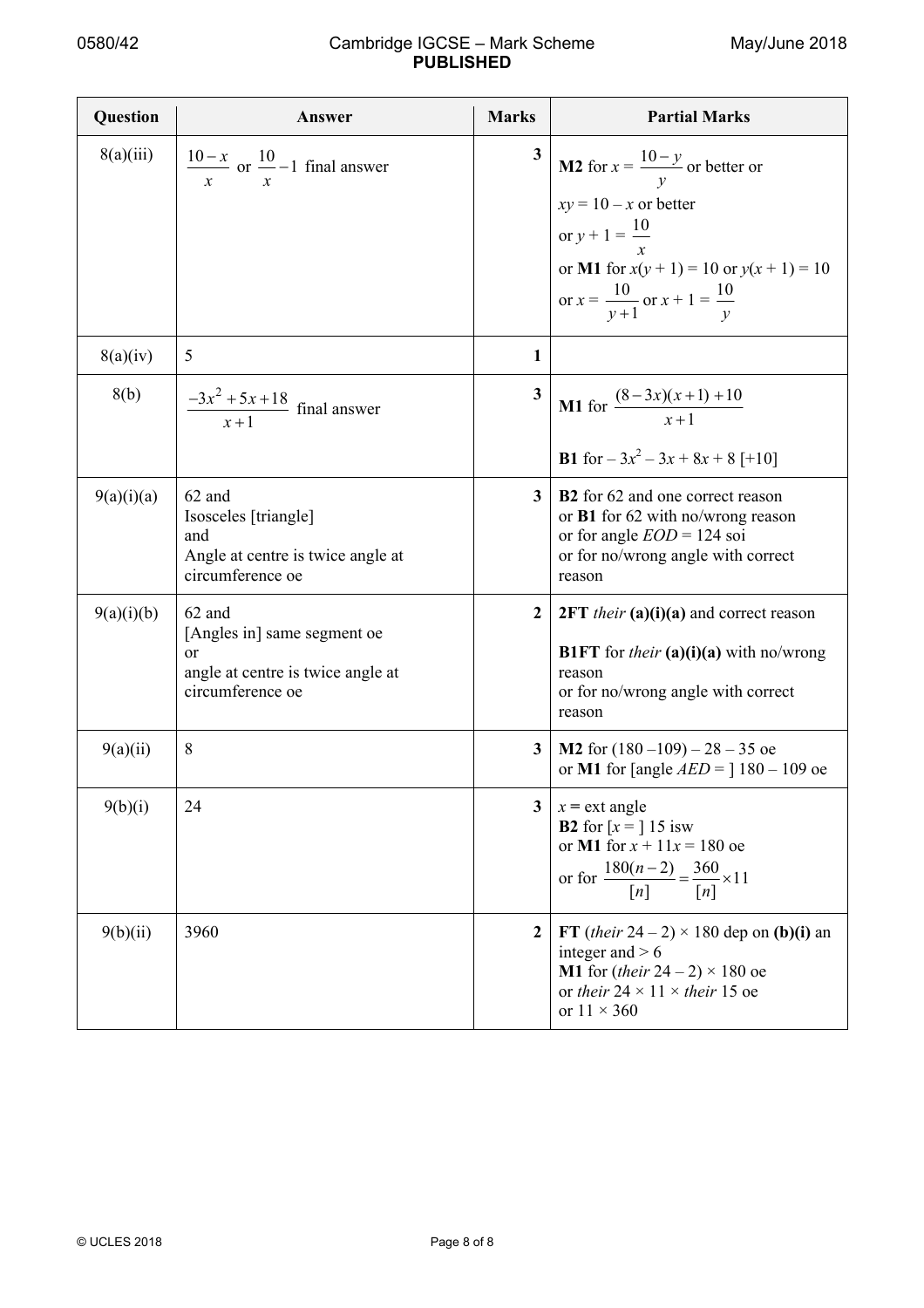| Question | Answer | Marks | Partial Marks |
|---|---|---|---|
| 8(a)(iii) | $\frac{10-x}{x}$ or $\frac{10}{x}-1$ final answer | 3 | **M2** for $x = \frac{10-y}{y}$ or better or $xy = 10 - x$ or better or $y + 1 = \frac{10}{x}$ or **M1** for $x(y + 1) = 10$ or $y(x + 1) = 10$ or $x = \frac{10}{y+1}$ or $x + 1 = \frac{10}{y}$ |
| 8(a)(iv) | 5 | 1 | |
| 8(b) | $\frac{-3x^2+5x+18}{x+1}$ final answer | 3 | **M1** for $\frac{(8-3x)(x+1)+10}{x+1}$ <br> **B1** for $-3x^2 - 3x + 8x + 8$ [+10] |
| 9(a)(i)(a) | 62 and Isosceles [triangle] and Angle at centre is twice angle at circumference oe | 3 | **B2** for 62 and one correct reason or **B1** for 62 with no/wrong reason or for angle *EOD* = 124 soi or for no/wrong angle with correct reason |
| 9(a)(i)(b) | 62 and [Angles in] same segment oe or angle at centre is twice angle at circumference oe | 2 | **2FT** *their* **(a)(i)(a)** and correct reason <br> **B1FT** for *their* **(a)(i)(a)** with no/wrong reason or for no/wrong angle with correct reason |
| 9(a)(ii) | 8 | 3 | **M2** for (180 –109) – 28 – 35 oe or **M1** for [angle *AED* = ] 180 – 109 oe |
| 9(b)(i) | 24 | 3 | $x$ = ext angle <br> **B2** for [$x$ = ] 15 isw or **M1** for $x + 11x = 180$ oe or for $\frac{180(n-2)}{[n]} = \frac{360}{[n]} \times 11$ |
| 9(b)(ii) | 3960 | 2 | **FT** (*their* 24 – 2) × 180 dep on **(b)(i)** an integer and > 6 <br> **M1** for (*their* 24 – 2) × 180 oe or *their* 24 × 11 × *their* 15 oe or 11 × 360 |